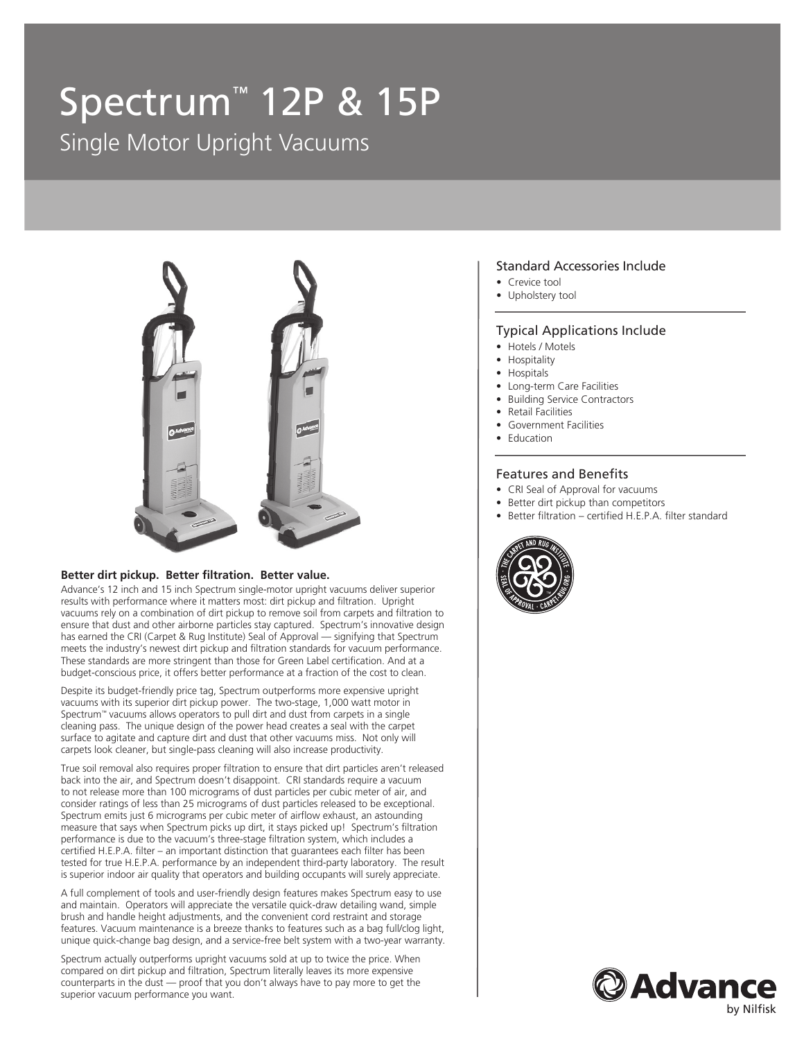# Spectrum™ 12P & 15P

## Single Motor Upright Vacuums

**Better dirt pickup. Better filtration. Better value.**

Advance's 12 inch and 15 inch Spectrum single-motor upright vacuums deliver superior results with performance where it matters most: dirt pickup and filtration. Upright vacuums rely on a combination of dirt pickup to remove soil from carpets and filtration to ensure that dust and other airborne particles stay captured. Spectrum's innovative design has earned the CRI (Carpet & Rug Institute) Seal of Approval — signifying that Spectrum meets the industry's newest dirt pickup and filtration standards for vacuum performance. These standards are more stringent than those for Green Label certification. And at a budget-conscious price, it offers better performance at a fraction of the cost to clean.

Despite its budget-friendly price tag, Spectrum outperforms more expensive upright vacuums with its superior dirt pickup power. The two-stage, 1,000 watt motor in Spectrum™ vacuums allows operators to pull dirt and dust from carpets in a single cleaning pass. The unique design of the power head creates a seal with the carpet surface to agitate and capture dirt and dust that other vacuums miss. Not only will carpets look cleaner, but single-pass cleaning will also increase productivity.

True soil removal also requires proper filtration to ensure that dirt particles aren't released back into the air, and Spectrum doesn't disappoint. CRI standards require a vacuum to not release more than 100 micrograms of dust particles per cubic meter of air, and consider ratings of less than 25 micrograms of dust particles released to be exceptional. Spectrum emits just 6 micrograms per cubic meter of airflow exhaust, an astounding measure that says when Spectrum picks up dirt, it stays picked up! Spectrum's filtration performance is due to the vacuum's three-stage filtration system, which includes a certified H.E.P.A. filter – an important distinction that guarantees each filter has been tested for true H.E.P.A. performance by an independent third-party laboratory. The result is superior indoor air quality that operators and building occupants will surely appreciate.

A full complement of tools and user-friendly design features makes Spectrum easy to use and maintain. Operators will appreciate the versatile quick-draw detailing wand, simple brush and handle height adjustments, and the convenient cord restraint and storage features. Vacuum maintenance is a breeze thanks to features such as a bag full/clog light, unique quick-change bag design, and a service-free belt system with a two-year warranty.

Spectrum actually outperforms upright vacuums sold at up to twice the price. When compared on dirt pickup and filtration, Spectrum literally leaves its more expensive counterparts in the dust — proof that you don't always have to pay more to get the superior vacuum performance you want.

### Standard Accessories Include

- Crevice tool
- Upholstery tool

### Typical Applications Include

- Hotels / Motels
- Hospitality
- Hospitals
- Long-term Care Facilities
- Building Service Contractors
- Retail Facilities
- Government Facilities
- Education

### Features and Benefits

- CRI Seal of Approval for vacuums
- Better dirt pickup than competitors
- Better filtration – certified H.E.P.A. filter standard

Advance by Nilfisk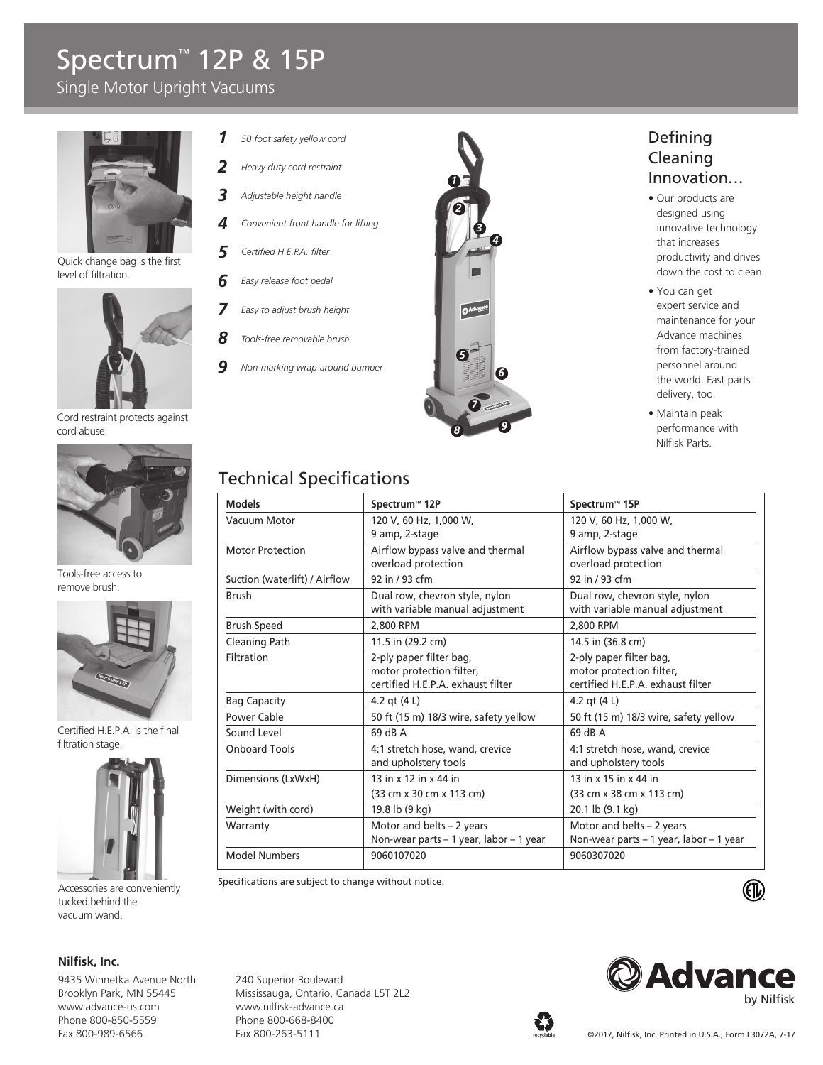# Spectrum™ 12P & 15P

## Single Motor Upright Vacuums

Quick change bag is the first level of filtration.

Cord restraint protects against cord abuse.

Tools-free access to remove brush.

Certified H.E.P.A. is the final filtration stage.

Accessories are conveniently tucked behind the vacuum wand.

1. *50 foot safety yellow cord*
2. *Heavy duty cord restraint*
3. *Adjustable height handle*
4. *Convenient front handle for lifting*
5. *Certified H.E.P.A. filter*
6. *Easy release foot pedal*
7. *Easy to adjust brush height*
8. *Tools-free removable brush*
9. *Non-marking wrap-around bumper*

## Defining Cleaning Innovation…

- Our products are designed using innovative technology that increases productivity and drives down the cost to clean.
- You can get expert service and maintenance for your Advance machines from factory-trained personnel around the world. Fast parts delivery, too.
- Maintain peak performance with Nilfisk Parts.

## Technical Specifications

| Models | Spectrum™ 12P | Spectrum™ 15P |
|---|---|---|
| Vacuum Motor | 120 V, 60 Hz, 1,000 W, 9 amp, 2-stage | 120 V, 60 Hz, 1,000 W, 9 amp, 2-stage |
| Motor Protection | Airflow bypass valve and thermal overload protection | Airflow bypass valve and thermal overload protection |
| Suction (waterlift) / Airflow | 92 in / 93 cfm | 92 in / 93 cfm |
| Brush | Dual row, chevron style, nylon with variable manual adjustment | Dual row, chevron style, nylon with variable manual adjustment |
| Brush Speed | 2,800 RPM | 2,800 RPM |
| Cleaning Path | 11.5 in (29.2 cm) | 14.5 in (36.8 cm) |
| Filtration | 2-ply paper filter bag, motor protection filter, certified H.E.P.A. exhaust filter | 2-ply paper filter bag, motor protection filter, certified H.E.P.A. exhaust filter |
| Bag Capacity | 4.2 qt (4 L) | 4.2 qt (4 L) |
| Power Cable | 50 ft (15 m) 18/3 wire, safety yellow | 50 ft (15 m) 18/3 wire, safety yellow |
| Sound Level | 69 dB A | 69 dB A |
| Onboard Tools | 4:1 stretch hose, wand, crevice and upholstery tools | 4:1 stretch hose, wand, crevice and upholstery tools |
| Dimensions (LxWxH) | 13 in x 12 in x 44 in (33 cm x 30 cm x 113 cm) | 13 in x 15 in x 44 in (33 cm x 38 cm x 113 cm) |
| Weight (with cord) | 19.8 lb (9 kg) | 20.1 lb (9.1 kg) |
| Warranty | Motor and belts – 2 years Non-wear parts – 1 year, labor – 1 year | Motor and belts – 2 years Non-wear parts – 1 year, labor – 1 year |
| Model Numbers | 9060107020 | 9060307020 |

Specifications are subject to change without notice.

**Nilfisk, Inc.**

9435 Winnetka Avenue North
Brooklyn Park, MN 55445
www.advance-us.com
Phone 800-850-5559
Fax 800-989-6566

240 Superior Boulevard
Mississauga, Ontario, Canada L5T 2L2
www.nilfisk-advance.ca
Phone 800-668-8400
Fax 800-263-5111

Advance by Nilfisk

©2017, Nilfisk, Inc. Printed in U.S.A., Form L3072A, 7-17